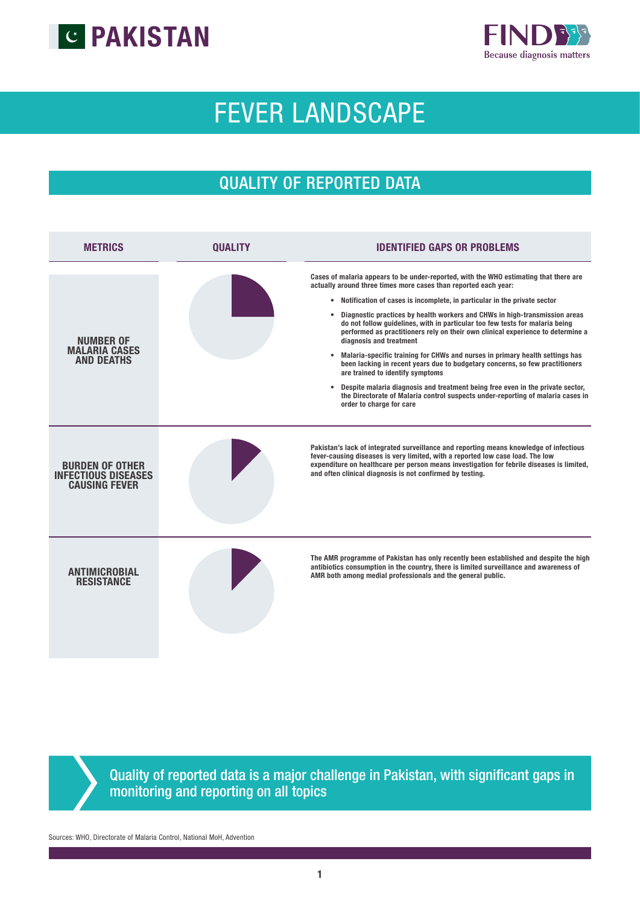# PAKISTAN

FIND Because diagnosis matters

# FEVER LANDSCAPE

## QUALITY OF REPORTED DATA

| METRICS | QUALITY | IDENTIFIED GAPS OR PROBLEMS |
|---|---|---|
| **NUMBER OF MALARIA CASES AND DEATHS** | | **Cases of malaria appears to be under-reported, with the WHO estimating that there are actually around three times more cases than reported each year:**<br>• **Notification of cases is incomplete, in particular in the private sector**<br>• **Diagnostic practices by health workers and CHWs in high-transmission areas do not follow guidelines, with in particular too few tests for malaria being performed as practitioners rely on their own clinical experience to determine a diagnosis and treatment**<br>• **Malaria-specific training for CHWs and nurses in primary health settings has been lacking in recent years due to budgetary concerns, so few practitioners are trained to identify symptoms**<br>• **Despite malaria diagnosis and treatment being free even in the private sector, the Directorate of Malaria control suspects under-reporting of malaria cases in order to charge for care** |
| **BURDEN OF OTHER INFECTIOUS DISEASES CAUSING FEVER** | | **Pakistan's lack of integrated surveillance and reporting means knowledge of infectious fever-causing diseases is very limited, with a reported low case load. The low expenditure on healthcare per person means investigation for febrile diseases is limited, and often clinical diagnosis is not confirmed by testing.** |
| **ANTIMICROBIAL RESISTANCE** | | **The AMR programme of Pakistan has only recently been established and despite the high antibiotics consumption in the country, there is limited surveillance and awareness of AMR both among medial professionals and the general public.** |

Quality of reported data is a major challenge in Pakistan, with significant gaps in monitoring and reporting on all topics

Sources: WHO, Directorate of Malaria Control, National MoH, Advention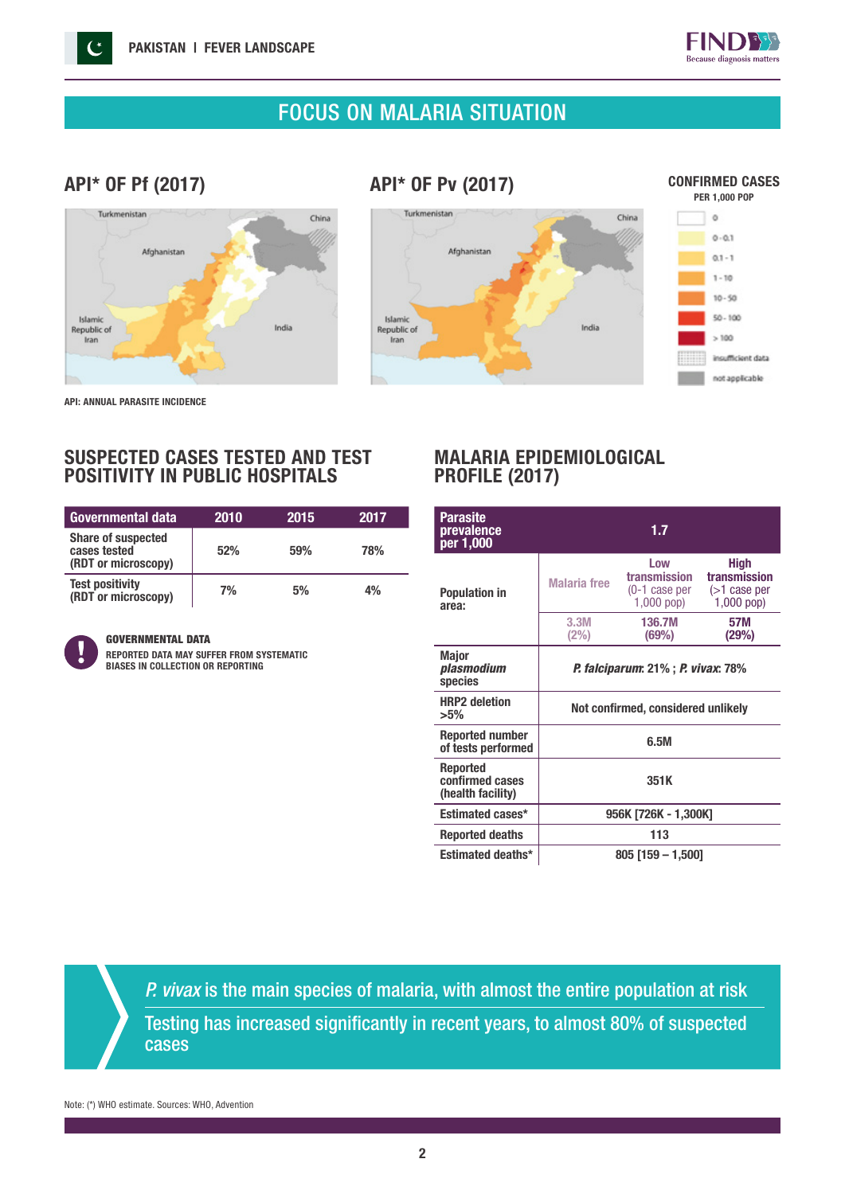# FOCUS ON MALARIA SITUATION

## API* OF Pf (2017)

Turkmenistan, China, Afghanistan, Islamic Republic of Iran, India

## API* OF Pv (2017)

Turkmenistan, China, Afghanistan, Islamic Republic of Iran, India

**CONFIRMED CASES**
PER 1,000 POP

- 0
- 0 - 0.1
- 0.1 - 1
- 1 - 10
- 10 - 50
- 50 - 100
- > 100
- insufficient data
- not applicable

API: ANNUAL PARASITE INCIDENCE

## SUSPECTED CASES TESTED AND TEST POSITIVITY IN PUBLIC HOSPITALS

| Governmental data | 2010 | 2015 | 2017 |
|---|---|---|---|
| Share of suspected cases tested (RDT or microscopy) | 52% | 59% | 78% |
| Test positivity (RDT or microscopy) | 7% | 5% | 4% |

**GOVERNMENTAL DATA**
REPORTED DATA MAY SUFFER FROM SYSTEMATIC BIASES IN COLLECTION OR REPORTING

## MALARIA EPIDEMIOLOGICAL PROFILE (2017)

| Parasite prevalence per 1,000 | 1.7 | | |
|---|---|---|---|
| Population in area: | Malaria free | Low transmission (0-1 case per 1,000 pop) | High transmission (>1 case per 1,000 pop) |
| | 3.3M (2%) | 136.7M (69%) | 57M (29%) |
| Major *plasmodium* species | *P. falciparum*: 21% ; *P. vivax*: 78% | | |
| HRP2 deletion >5% | Not confirmed, considered unlikely | | |
| Reported number of tests performed | 6.5M | | |
| Reported confirmed cases (health facility) | 351K | | |
| Estimated cases* | 956K [726K - 1,300K] | | |
| Reported deaths | 113 | | |
| Estimated deaths* | 805 [159 – 1,500] | | |

*P. vivax* is the main species of malaria, with almost the entire population at risk

Testing has increased significantly in recent years, to almost 80% of suspected cases

Note: (*) WHO estimate. Sources: WHO, Advention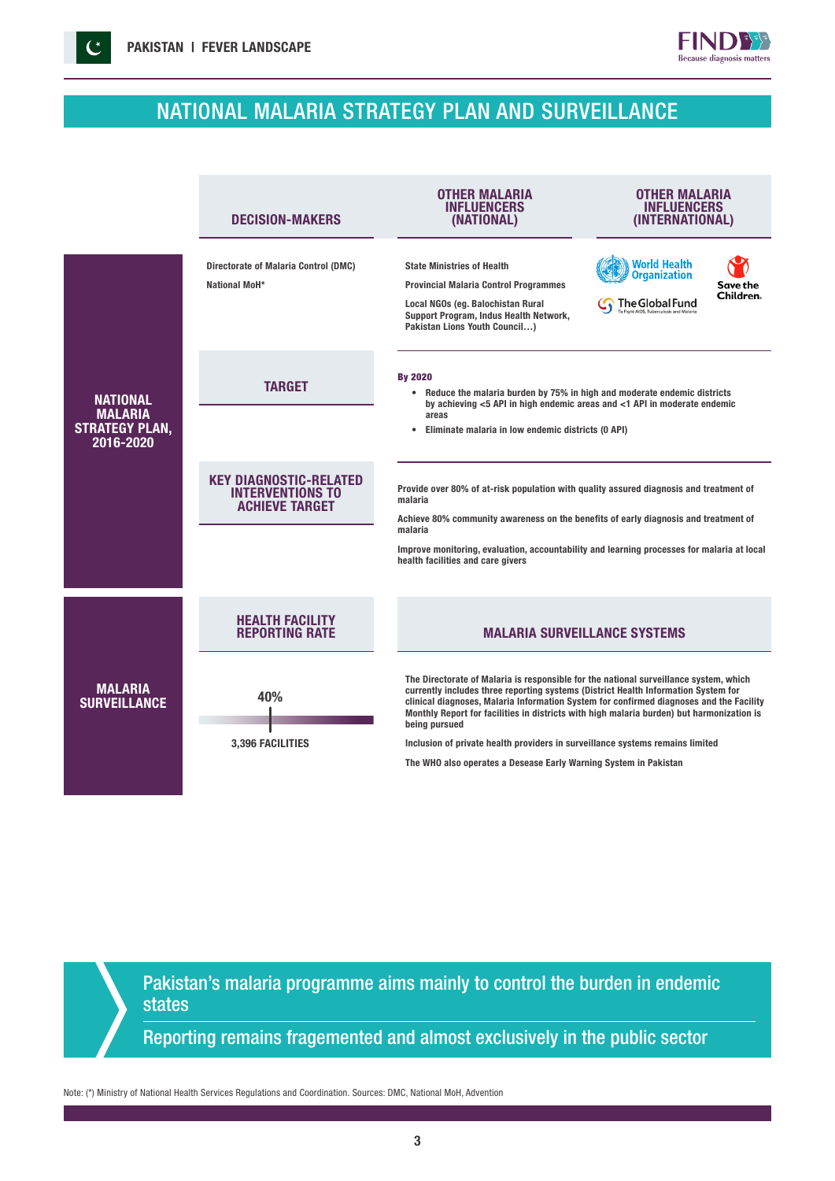# NATIONAL MALARIA STRATEGY PLAN AND SURVEILLANCE

## NATIONAL MALARIA STRATEGY PLAN, 2016-2020

| DECISION-MAKERS | OTHER MALARIA INFLUENCERS (NATIONAL) | OTHER MALARIA INFLUENCERS (INTERNATIONAL) |
|---|---|---|
| Directorate of Malaria Control (DMC)<br>National MoH* | State Ministries of Health<br>Provincial Malaria Control Programmes<br>Local NGOs (eg. Balochistan Rural Support Program, Indus Health Network, Pakistan Lions Youth Council…) | World Health Organization<br>Save the Children<br>The Global Fund |

### TARGET

**By 2020**

- Reduce the malaria burden by 75% in high and moderate endemic districts by achieving <5 API in high endemic areas and <1 API in moderate endemic areas
- Eliminate malaria in low endemic districts (0 API)

### KEY DIAGNOSTIC-RELATED INTERVENTIONS TO ACHIEVE TARGET

Provide over 80% of at-risk population with quality assured diagnosis and treatment of malaria

Achieve 80% community awareness on the benefits of early diagnosis and treatment of malaria

Improve monitoring, evaluation, accountability and learning processes for malaria at local health facilities and care givers

## MALARIA SURVEILLANCE

### HEALTH FACILITY REPORTING RATE

40%

3,396 FACILITIES

### MALARIA SURVEILLANCE SYSTEMS

The Directorate of Malaria is responsible for the national surveillance system, which currently includes three reporting systems (District Health Information System for clinical diagnoses, Malaria Information System for confirmed diagnoses and the Facility Monthly Report for facilities in districts with high malaria burden) but harmonization is being pursued

Inclusion of private health providers in surveillance systems remains limited

The WHO also operates a Desease Early Warning System in Pakistan

---

Pakistan's malaria programme aims mainly to control the burden in endemic states

Reporting remains fragemented and almost exclusively in the public sector

Note: (*) Ministry of National Health Services Regulations and Coordination. Sources: DMC, National MoH, Advention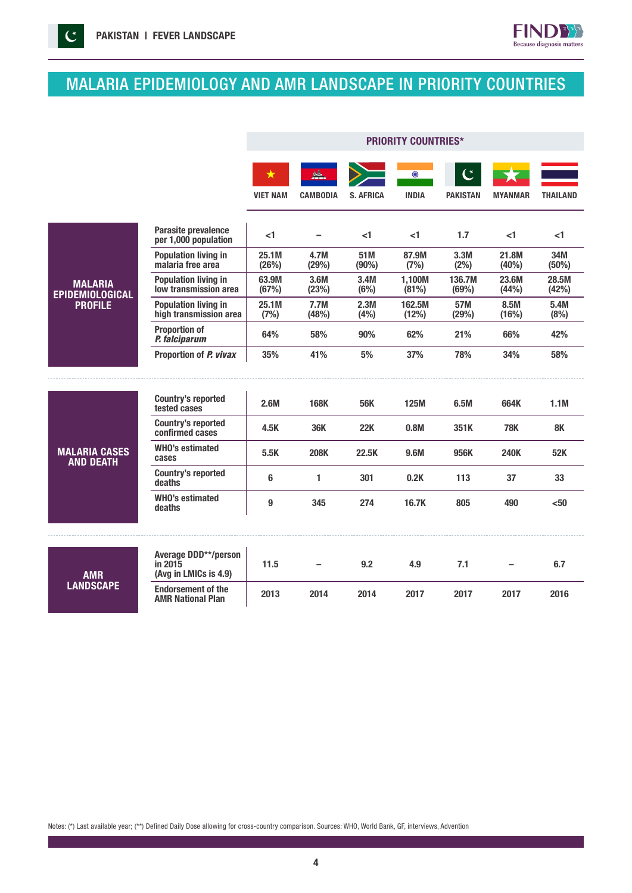# MALARIA EPIDEMIOLOGY AND AMR LANDSCAPE IN PRIORITY COUNTRIES

| | | PRIORITY COUNTRIES* | | | | | | |
|---|---|---|---|---|---|---|---|---|
| | | VIET NAM | CAMBODIA | S. AFRICA | INDIA | PAKISTAN | MYANMAR | THAILAND |
| **MALARIA EPIDEMIOLOGICAL PROFILE** | Parasite prevalence per 1,000 population | <1 | – | <1 | <1 | 1.7 | <1 | <1 |
| | Population living in malaria free area | 25.1M (26%) | 4.7M (29%) | 51M (90%) | 87.9M (7%) | 3.3M (2%) | 21.8M (40%) | 34M (50%) |
| | Population living in low transmission area | 63.9M (67%) | 3.6M (23%) | 3.4M (6%) | 1,100M (81%) | 136.7M (69%) | 23.6M (44%) | 28.5M (42%) |
| | Population living in high transmission area | 25.1M (7%) | 7.7M (48%) | 2.3M (4%) | 162.5M (12%) | 57M (29%) | 8.5M (16%) | 5.4M (8%) |
| | Proportion of *P. falciparum* | 64% | 58% | 90% | 62% | 21% | 66% | 42% |
| | Proportion of *P. vivax* | 35% | 41% | 5% | 37% | 78% | 34% | 58% |
| **MALARIA CASES AND DEATH** | Country's reported tested cases | 2.6M | 168K | 56K | 125M | 6.5M | 664K | 1.1M |
| | Country's reported confirmed cases | 4.5K | 36K | 22K | 0.8M | 351K | 78K | 8K |
| | WHO's estimated cases | 5.5K | 208K | 22.5K | 9.6M | 956K | 240K | 52K |
| | Country's reported deaths | 6 | 1 | 301 | 0.2K | 113 | 37 | 33 |
| | WHO's estimated deaths | 9 | 345 | 274 | 16.7K | 805 | 490 | <50 |
| **AMR LANDSCAPE** | Average DDD**/person in 2015 (Avg in LMICs is 4.9) | 11.5 | – | 9.2 | 4.9 | 7.1 | – | 6.7 |
| | Endorsement of the AMR National Plan | 2013 | 2014 | 2014 | 2017 | 2017 | 2017 | 2016 |

Notes: (*) Last available year; (**) Defined Daily Dose allowing for cross-country comparison. Sources: WHO, World Bank, GF, interviews, Advention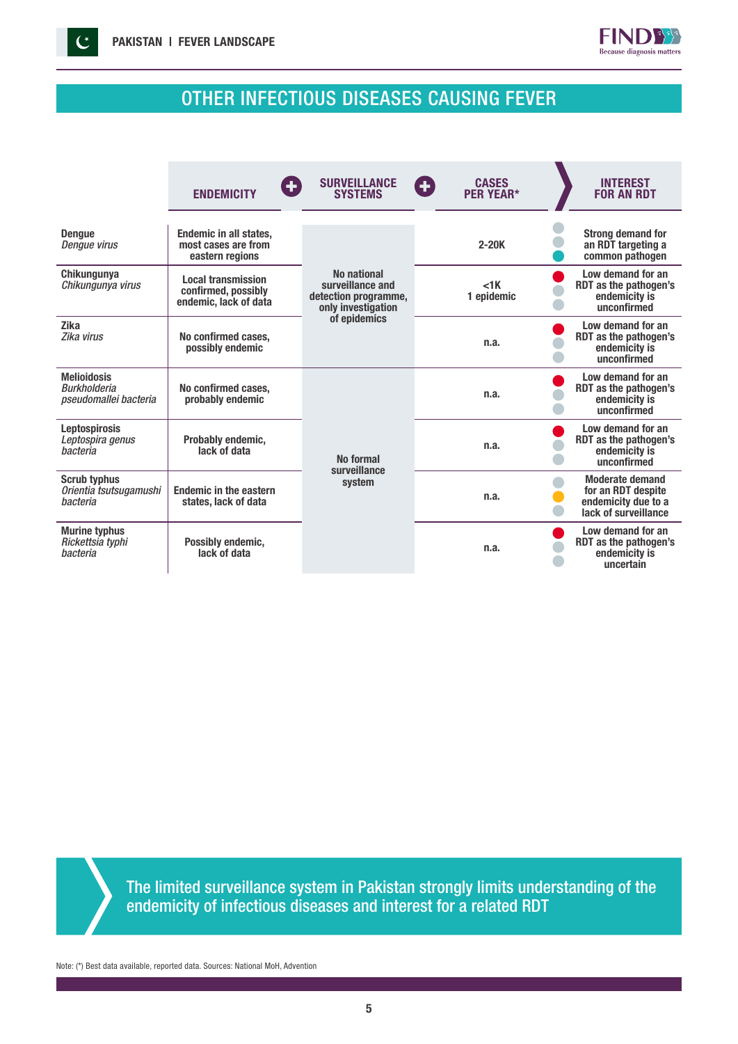# OTHER INFECTIOUS DISEASES CAUSING FEVER

| | ENDEMICITY | SURVEILLANCE SYSTEMS | CASES PER YEAR* | INTEREST FOR AN RDT |
|---|---|---|---|---|
| **Dengue** *Dengue virus* | Endemic in all states, most cases are from eastern regions | No national surveillance and detection programme, only investigation of epidemics | 2-20K | Strong demand for an RDT targeting a common pathogen |
| **Chikungunya** *Chikungunya virus* | Local transmission confirmed, possibly endemic, lack of data | | <1K 1 epidemic | Low demand for an RDT as the pathogen's endemicity is unconfirmed |
| **Zika** *Zika virus* | No confirmed cases, possibly endemic | | n.a. | Low demand for an RDT as the pathogen's endemicity is unconfirmed |
| **Melioidosis** *Burkholderia pseudomallei bacteria* | No confirmed cases, probably endemic | No formal surveillance system | n.a. | Low demand for an RDT as the pathogen's endemicity is unconfirmed |
| **Leptospirosis** *Leptospira genus bacteria* | Probably endemic, lack of data | | n.a. | Low demand for an RDT as the pathogen's endemicity is unconfirmed |
| **Scrub typhus** *Orientia tsutsugamushi bacteria* | Endemic in the eastern states, lack of data | | n.a. | Moderate demand for an RDT despite endemicity due to a lack of surveillance |
| **Murine typhus** *Rickettsia typhi bacteria* | Possibly endemic, lack of data | | n.a. | Low demand for an RDT as the pathogen's endemicity is uncertain |

The limited surveillance system in Pakistan strongly limits understanding of the endemicity of infectious diseases and interest for a related RDT

Note: (*) Best data available, reported data. Sources: National MoH, Advention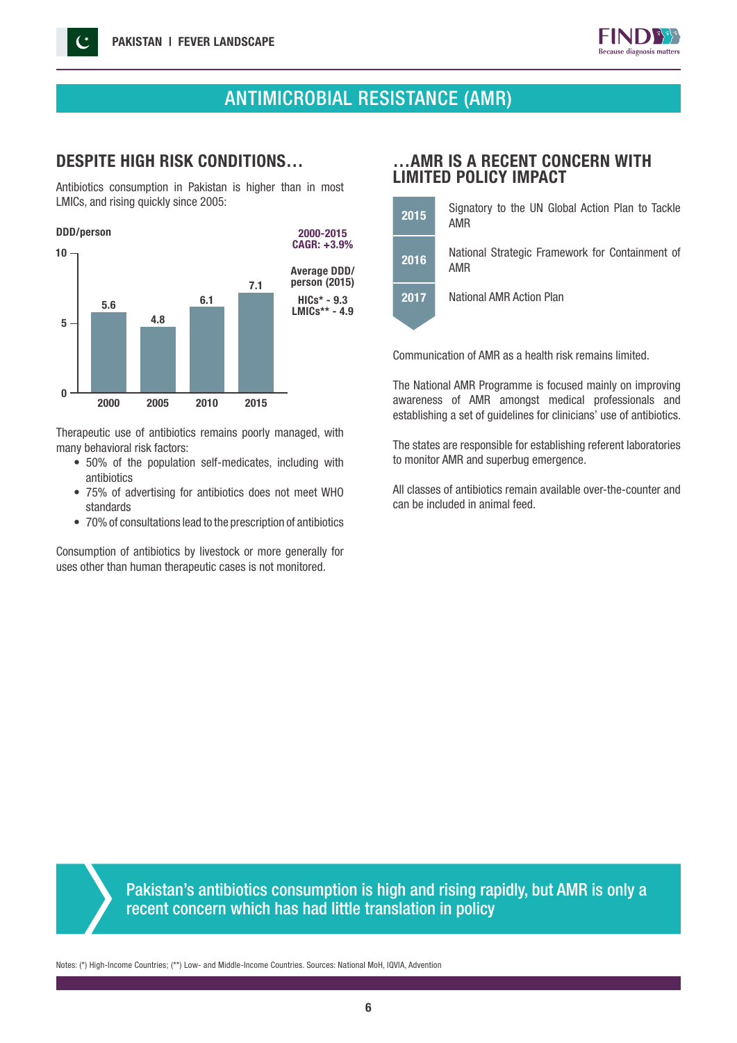# ANTIMICROBIAL RESISTANCE (AMR)

## DESPITE HIGH RISK CONDITIONS…

Antibiotics consumption in Pakistan is higher than in most LMICs, and rising quickly since 2005:

DDD/person

2000-2015
CAGR: +3.9%

10
5
0

5.6
4.8
6.1
7.1

2000
2005
2010
2015

Average DDD/ person (2015)

HICs* - 9.3
LMICs** - 4.9

Therapeutic use of antibiotics remains poorly managed, with many behavioral risk factors:

- 50% of the population self-medicates, including with antibiotics
- 75% of advertising for antibiotics does not meet WHO standards
- 70% of consultations lead to the prescription of antibiotics

Consumption of antibiotics by livestock or more generally for uses other than human therapeutic cases is not monitored.

## …AMR IS A RECENT CONCERN WITH LIMITED POLICY IMPACT

| | |
|---|---|
| 2015 | Signatory to the UN Global Action Plan to Tackle AMR |
| 2016 | National Strategic Framework for Containment of AMR |
| 2017 | National AMR Action Plan |

Communication of AMR as a health risk remains limited.

The National AMR Programme is focused mainly on improving awareness of AMR amongst medical professionals and establishing a set of guidelines for clinicians' use of antibiotics.

The states are responsible for establishing referent laboratories to monitor AMR and superbug emergence.

All classes of antibiotics remain available over-the-counter and can be included in animal feed.

**Pakistan's antibiotics consumption is high and rising rapidly, but AMR is only a recent concern which has had little translation in policy**

Notes: (*) High-Income Countries; (**) Low- and Middle-Income Countries. Sources: National MoH, IQVIA, Advention